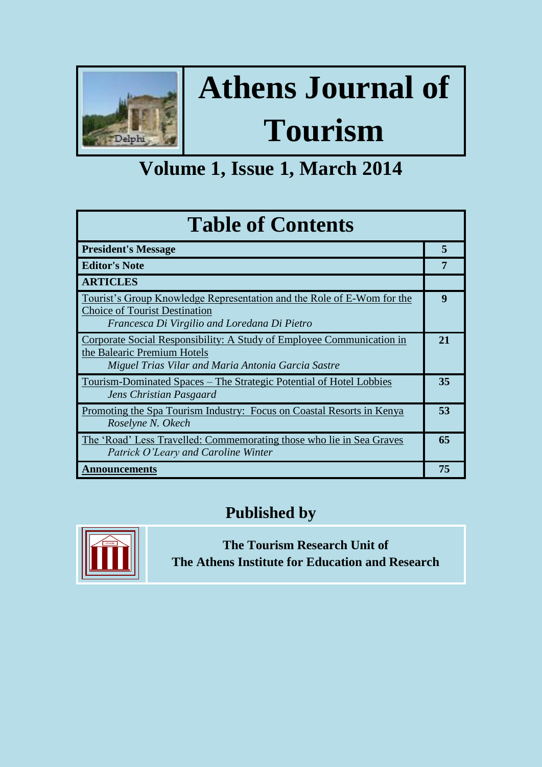# Athens Journal of Tourism

## Volume 1, Issue 1, March 2014

| Table of Contents | |
|---|---|
| **President's Message** | **5** |
| **Editor's Note** | **7** |
| **ARTICLES** | |
| Tourist's Group Knowledge Representation and the Role of E-Wom for the Choice of Tourist Destination<br>*Francesca Di Virgilio and Loredana Di Pietro* | **9** |
| Corporate Social Responsibility: A Study of Employee Communication in the Balearic Premium Hotels<br>*Miguel Trias Vilar and Maria Antonia Garcia Sastre* | **21** |
| Tourism-Dominated Spaces – The Strategic Potential of Hotel Lobbies<br>*Jens Christian Pasgaard* | **35** |
| Promoting the Spa Tourism Industry: Focus on Coastal Resorts in Kenya<br>*Roselyne N. Okech* | **53** |
| The 'Road' Less Travelled: Commemorating those who lie in Sea Graves<br>*Patrick O'Leary and Caroline Winter* | **65** |
| **Announcements** | **75** |

## Published by

**The Tourism Research Unit of**
**The Athens Institute for Education and Research**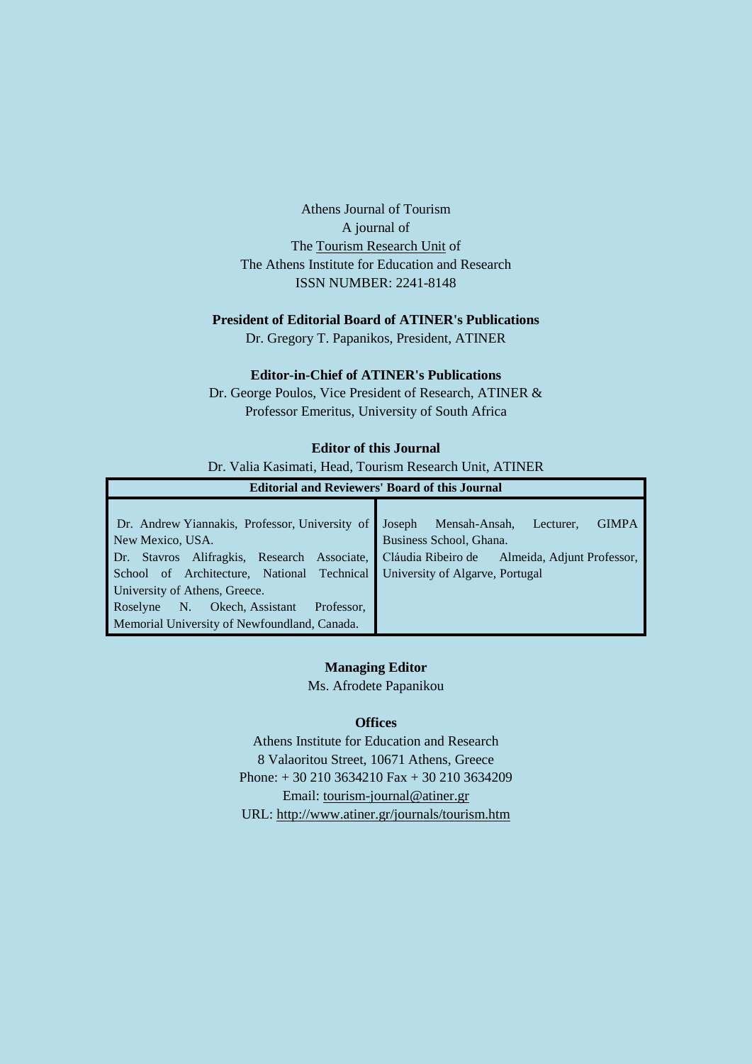Athens Journal of Tourism
A journal of
The Tourism Research Unit of
The Athens Institute for Education and Research
ISSN NUMBER: 2241-8148

**President of Editorial Board of ATINER's Publications**
Dr. Gregory T. Papanikos, President, ATINER

**Editor-in-Chief of ATINER's Publications**
Dr. George Poulos, Vice President of Research, ATINER &
Professor Emeritus, University of South Africa

**Editor of this Journal**
Dr. Valia Kasimati, Head, Tourism Research Unit, ATINER

| **Editorial and Reviewers' Board of this Journal** | |
|---|---|
| Dr. Andrew Yiannakis, Professor, University of New Mexico, USA.<br>Dr. Stavros Alifragkis, Research Associate, School of Architecture, National Technical University of Athens, Greece.<br>Roselyne N. Okech, Assistant Professor, Memorial University of Newfoundland, Canada. | Joseph Mensah-Ansah, Lecturer, GIMPA Business School, Ghana.<br>Cláudia Ribeiro de Almeida, Adjunt Professor, University of Algarve, Portugal |

**Managing Editor**
Ms. Afrodete Papanikou

**Offices**
Athens Institute for Education and Research
8 Valaoritou Street, 10671 Athens, Greece
Phone: + 30 210 3634210 Fax + 30 210 3634209
Email: tourism-journal@atiner.gr
URL: http://www.atiner.gr/journals/tourism.htm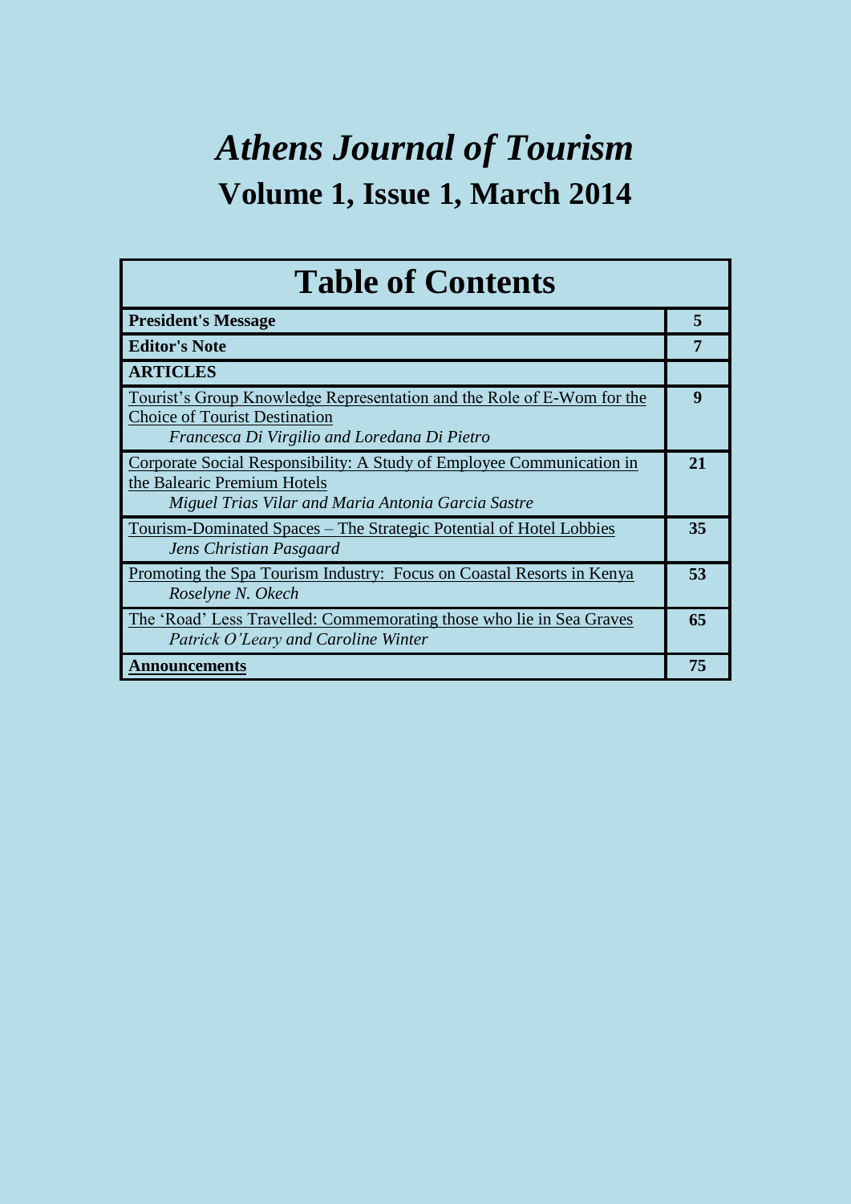# *Athens Journal of Tourism*

## Volume 1, Issue 1, March 2014

| Table of Contents | |
|---|---|
| **President's Message** | **5** |
| **Editor's Note** | **7** |
| **ARTICLES** | |
| Tourist's Group Knowledge Representation and the Role of E-Wom for the Choice of Tourist Destination<br>*Francesca Di Virgilio and Loredana Di Pietro* | **9** |
| Corporate Social Responsibility: A Study of Employee Communication in the Balearic Premium Hotels<br>*Miguel Trias Vilar and Maria Antonia Garcia Sastre* | **21** |
| Tourism-Dominated Spaces – The Strategic Potential of Hotel Lobbies<br>*Jens Christian Pasgaard* | **35** |
| Promoting the Spa Tourism Industry: Focus on Coastal Resorts in Kenya<br>*Roselyne N. Okech* | **53** |
| The 'Road' Less Travelled: Commemorating those who lie in Sea Graves<br>*Patrick O'Leary and Caroline Winter* | **65** |
| **Announcements** | **75** |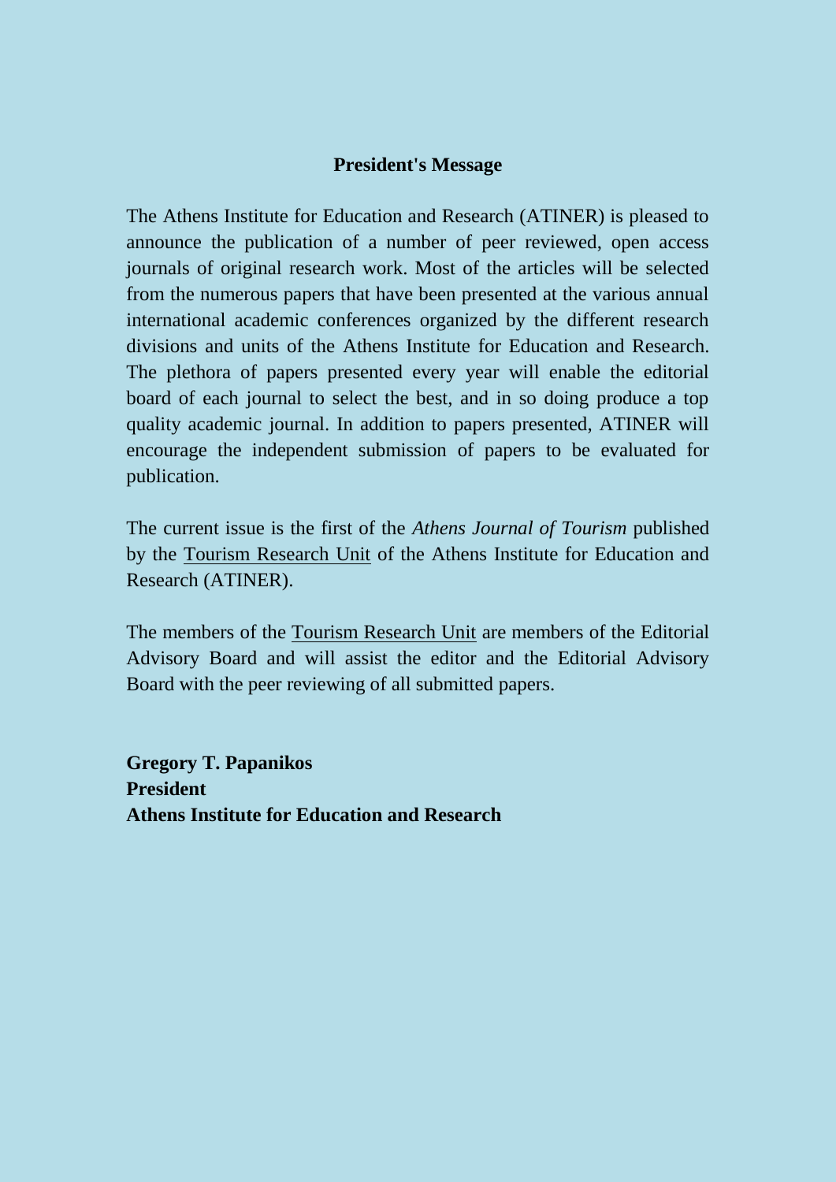## President's Message

The Athens Institute for Education and Research (ATINER) is pleased to announce the publication of a number of peer reviewed, open access journals of original research work. Most of the articles will be selected from the numerous papers that have been presented at the various annual international academic conferences organized by the different research divisions and units of the Athens Institute for Education and Research. The plethora of papers presented every year will enable the editorial board of each journal to select the best, and in so doing produce a top quality academic journal. In addition to papers presented, ATINER will encourage the independent submission of papers to be evaluated for publication.

The current issue is the first of the *Athens Journal of Tourism* published by the Tourism Research Unit of the Athens Institute for Education and Research (ATINER).

The members of the Tourism Research Unit are members of the Editorial Advisory Board and will assist the editor and the Editorial Advisory Board with the peer reviewing of all submitted papers.

**Gregory T. Papanikos**
**President**
**Athens Institute for Education and Research**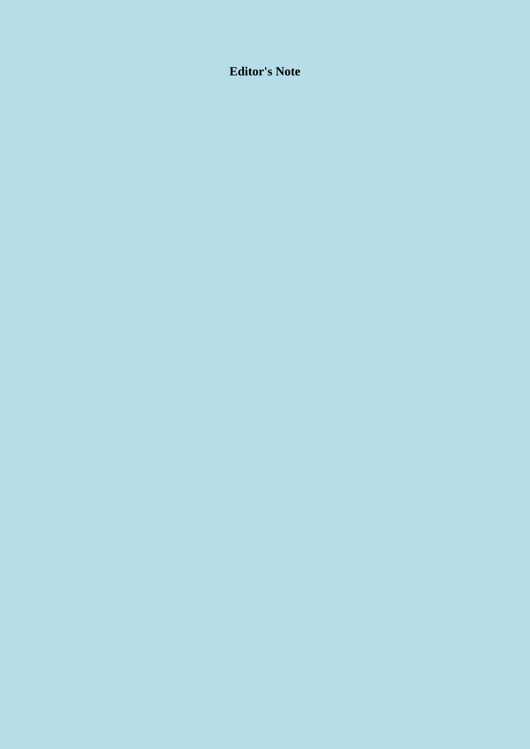# Editor's Note